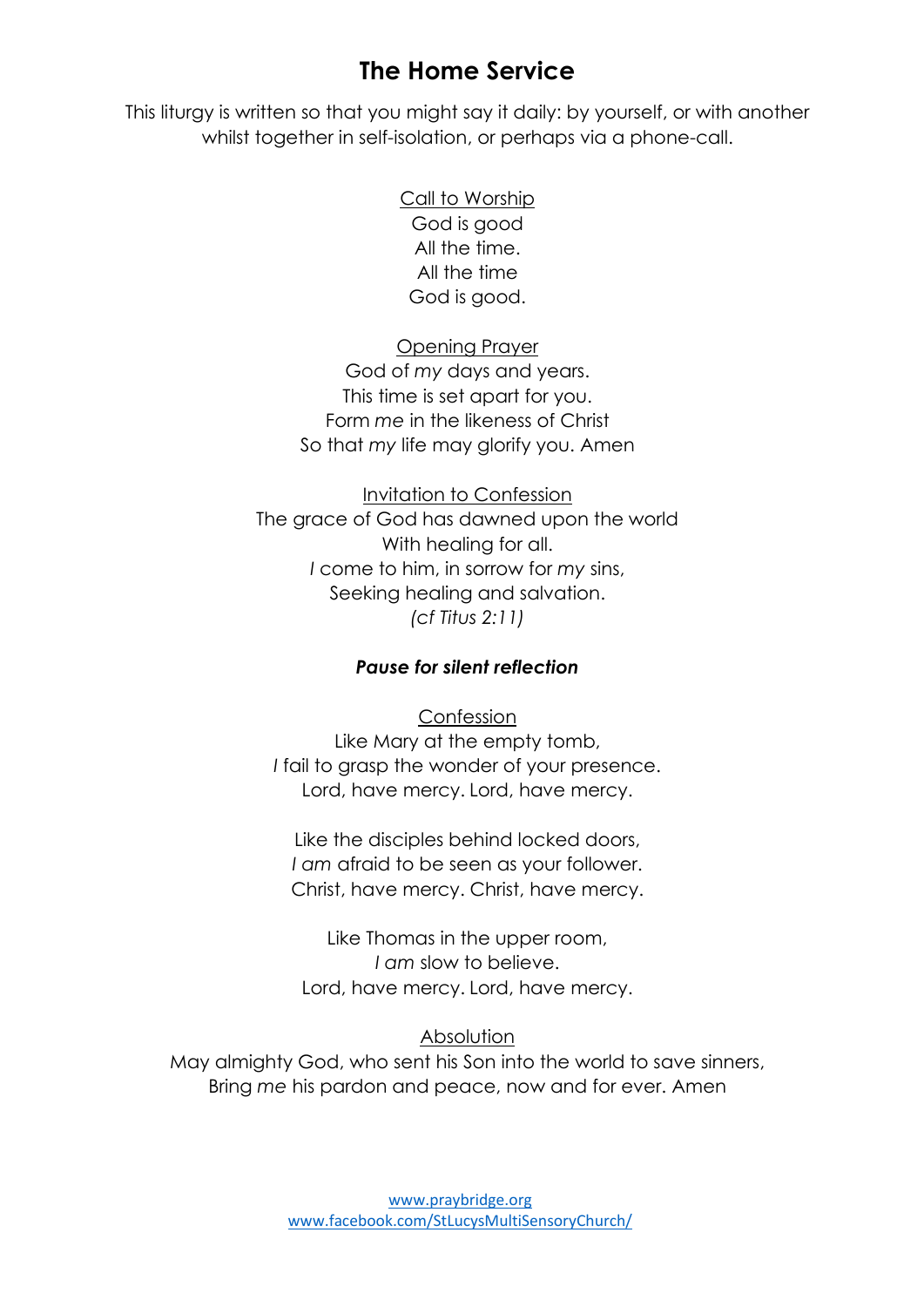# The Home Service

This liturgy is written so that you might say it daily: by yourself, or with another whilst together in self-isolation, or perhaps via a phone-call.

Call to Worship

God is good
All the time.
All the time
God is good.

Opening Prayer

God of *my* days and years.
This time is set apart for you.
Form *me* in the likeness of Christ
So that *my* life may glorify you. Amen

Invitation to Confession

The grace of God has dawned upon the world
With healing for all.
*I* come to him, in sorrow for *my* sins,
Seeking healing and salvation.
*(cf Titus 2:11)*

***Pause for silent reflection***

Confession

Like Mary at the empty tomb,
*I* fail to grasp the wonder of your presence.
Lord, have mercy. Lord, have mercy.

Like the disciples behind locked doors,
*I am* afraid to be seen as your follower.
Christ, have mercy. Christ, have mercy.

Like Thomas in the upper room,
*I am* slow to believe.
Lord, have mercy. Lord, have mercy.

Absolution

May almighty God, who sent his Son into the world to save sinners,
Bring *me* his pardon and peace, now and for ever. Amen

www.praybridge.org
www.facebook.com/StLucysMultiSensoryChurch/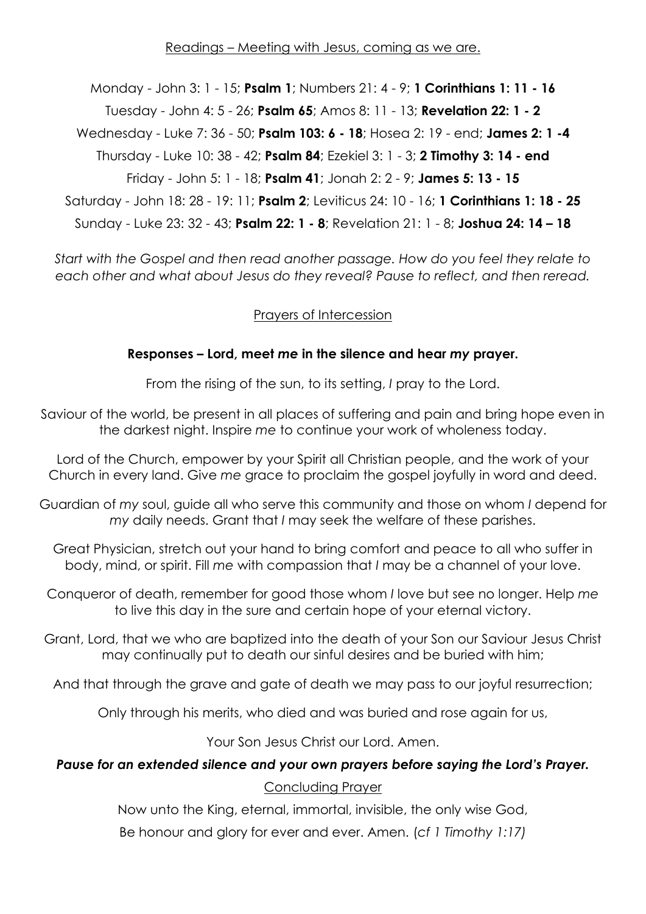## Readings – Meeting with Jesus, coming as we are.

Monday - John 3: 1 - 15; **Psalm 1**; Numbers 21: 4 - 9; **1 Corinthians 1: 11 - 16**

Tuesday - John 4: 5 - 26; **Psalm 65**; Amos 8: 11 - 13; **Revelation 22: 1 - 2**

Wednesday - Luke 7: 36 - 50; **Psalm 103: 6 - 18**; Hosea 2: 19 - end; **James 2: 1 -4**

Thursday - Luke 10: 38 - 42; **Psalm 84**; Ezekiel 3: 1 - 3; **2 Timothy 3: 14 - end**

Friday - John 5: 1 - 18; **Psalm 41**; Jonah 2: 2 - 9; **James 5: 13 - 15**

Saturday - John 18: 28 - 19: 11; **Psalm 2**; Leviticus 24: 10 - 16; **1 Corinthians 1: 18 - 25**

Sunday - Luke 23: 32 - 43; **Psalm 22: 1 - 8**; Revelation 21: 1 - 8; **Joshua 24: 14 – 18**

*Start with the Gospel and then read another passage. How do you feel they relate to each other and what about Jesus do they reveal? Pause to reflect, and then reread.*

## Prayers of Intercession

**Responses – Lord, meet *me* in the silence and hear *my* prayer.**

From the rising of the sun, to its setting, *I* pray to the Lord.

Saviour of the world, be present in all places of suffering and pain and bring hope even in the darkest night. Inspire *me* to continue your work of wholeness today.

Lord of the Church, empower by your Spirit all Christian people, and the work of your Church in every land. Give *me* grace to proclaim the gospel joyfully in word and deed.

Guardian of *my* soul, guide all who serve this community and those on whom *I* depend for *my* daily needs. Grant that *I* may seek the welfare of these parishes.

Great Physician, stretch out your hand to bring comfort and peace to all who suffer in body, mind, or spirit. Fill *me* with compassion that *I* may be a channel of your love.

Conqueror of death, remember for good those whom *I* love but see no longer. Help *me* to live this day in the sure and certain hope of your eternal victory.

Grant, Lord, that we who are baptized into the death of your Son our Saviour Jesus Christ may continually put to death our sinful desires and be buried with him;

And that through the grave and gate of death we may pass to our joyful resurrection;

Only through his merits, who died and was buried and rose again for us,

Your Son Jesus Christ our Lord. Amen.

***Pause for an extended silence and your own prayers before saying the Lord's Prayer.***

## Concluding Prayer

Now unto the King, eternal, immortal, invisible, the only wise God,

Be honour and glory for ever and ever. Amen. (*cf 1 Timothy 1:17)*